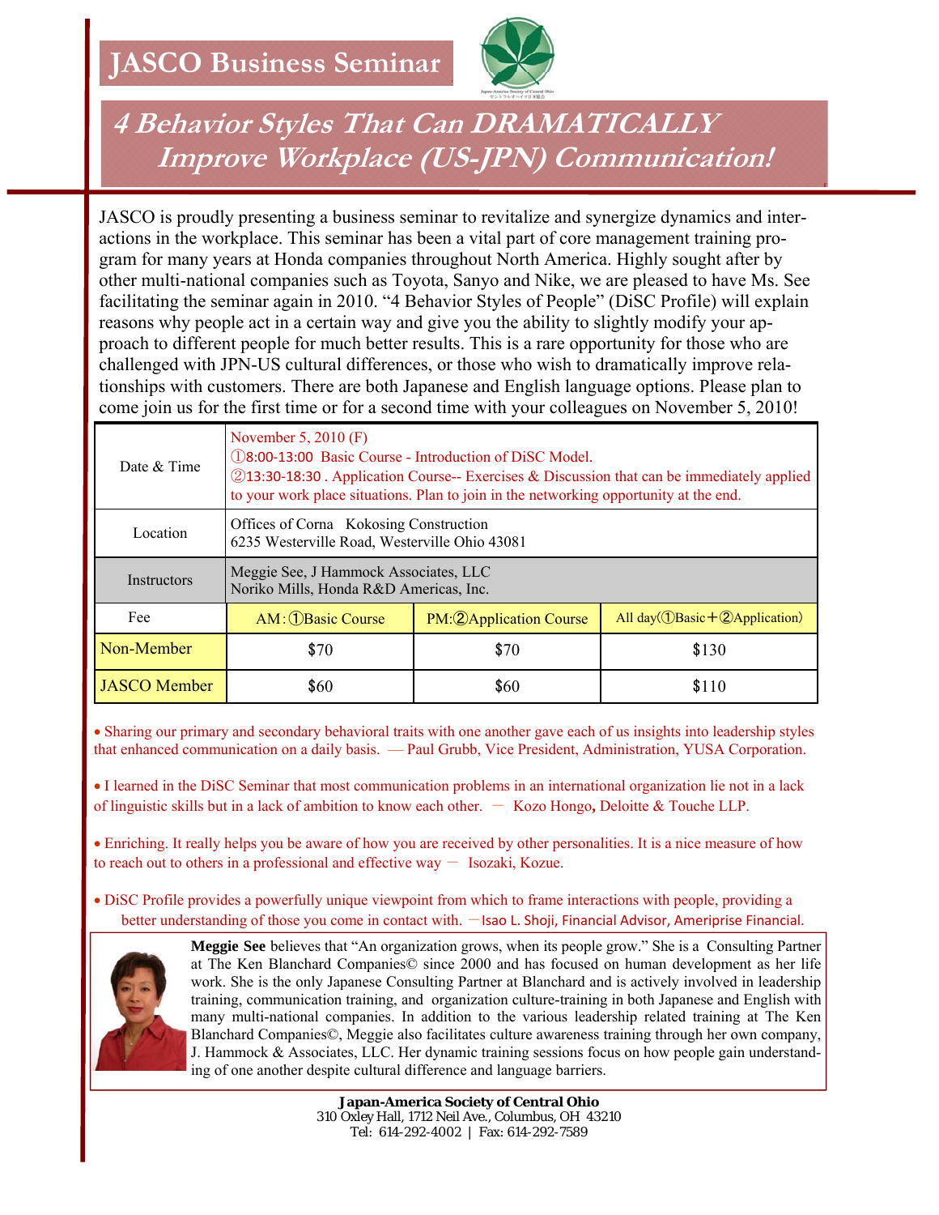# JASCO Business Seminar

## *4 Behavior Styles That Can DRAMATICALLY Improve Workplace (US-JPN) Communication!*

JASCO is proudly presenting a business seminar to revitalize and synergize dynamics and interactions in the workplace. This seminar has been a vital part of core management training program for many years at Honda companies throughout North America. Highly sought after by other multi-national companies such as Toyota, Sanyo and Nike, we are pleased to have Ms. See facilitating the seminar again in 2010. "4 Behavior Styles of People" (DiSC Profile) will explain reasons why people act in a certain way and give you the ability to slightly modify your approach to different people for much better results. This is a rare opportunity for those who are challenged with JPN-US cultural differences, or those who wish to dramatically improve relationships with customers. There are both Japanese and English language options. Please plan to come join us for the first time or for a second time with your colleagues on November 5, 2010!

| Date & Time | November 5, 2010 (F)<br>①8:00-13:00 Basic Course - Introduction of DiSC Model.<br>②13:30-18:30 . Application Course-- Exercises & Discussion that can be immediately applied to your work place situations. Plan to join in the networking opportunity at the end. | | |
|---|---|---|---|
| Location | Offices of Corna Kokosing Construction<br>6235 Westerville Road, Westerville Ohio 43081 | | |
| Instructors | Meggie See, J Hammock Associates, LLC<br>Noriko Mills, Honda R&D Americas, Inc. | | |
| Fee | AM：①Basic Course | PM:②Application Course | All day(①Basic＋②Application) |
| Non-Member | $70 | $70 | $130 |
| JASCO Member | $60 | $60 | $110 |

- Sharing our primary and secondary behavioral traits with one another gave each of us insights into leadership styles that enhanced communication on a daily basis. — Paul Grubb, Vice President, Administration, YUSA Corporation.

- I learned in the DiSC Seminar that most communication problems in an international organization lie not in a lack of linguistic skills but in a lack of ambition to know each other. － Kozo Hongo, Deloitte & Touche LLP.

- Enriching. It really helps you be aware of how you are received by other personalities. It is a nice measure of how to reach out to others in a professional and effective way － Isozaki, Kozue.

- DiSC Profile provides a powerfully unique viewpoint from which to frame interactions with people, providing a better understanding of those you come in contact with. －Isao L. Shoji, Financial Advisor, Ameriprise Financial.

**Meggie See** believes that "An organization grows, when its people grow." She is a Consulting Partner at The Ken Blanchard Companies© since 2000 and has focused on human development as her life work. She is the only Japanese Consulting Partner at Blanchard and is actively involved in leadership training, communication training, and organization culture-training in both Japanese and English with many multi-national companies. In addition to the various leadership related training at The Ken Blanchard Companies©, Meggie also facilitates culture awareness training through her own company, J. Hammock & Associates, LLC. Her dynamic training sessions focus on how people gain understanding of one another despite cultural difference and language barriers.

**Japan-America Society of Central Ohio**
310 Oxley Hall, 1712 Neil Ave., Columbus, OH 43210
Tel: 614-292-4002 | Fax: 614-292-7589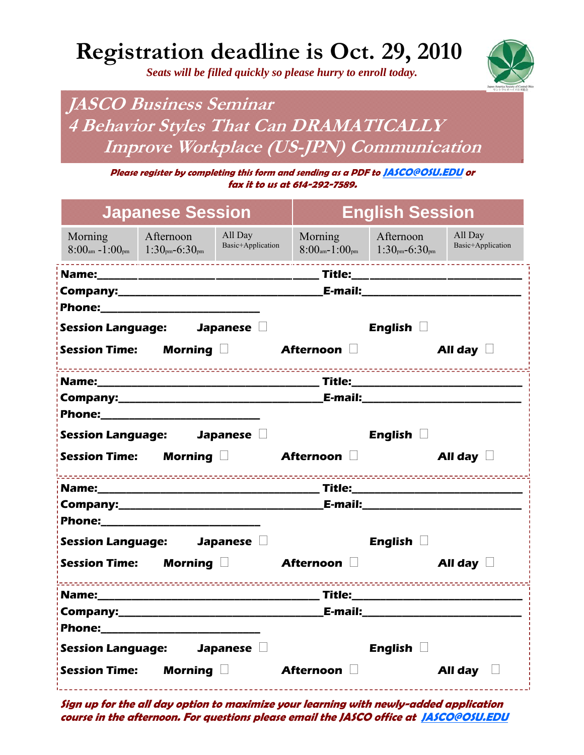# Registration deadline is Oct. 29, 2010

*Seats will be filled quickly so please hurry to enroll today.*

## *JASCO Business Seminar*
## *4 Behavior Styles That Can DRAMATICALLY Improve Workplace (US-JPN) Communication*

***Please register by completing this form and sending as a PDF to [JASCO@OSU.EDU](mailto:JASCO@OSU.EDU) or fax it to us at 614-292-7589.***

| Japanese Session | | | English Session | | |
|---|---|---|---|---|---|
| Morning 8:00am -1:00pm | Afternoon 1:30pm-6:30pm | All Day Basic+Application | Morning 8:00am-1:00pm | Afternoon 1:30pm-6:30pm | All Day Basic+Application |

**Name:**\_\_\_\_\_\_\_\_\_\_\_\_\_\_\_\_\_\_\_\_ **Title:**\_\_\_\_\_\_\_\_\_\_\_\_\_\_\_\_
**Company:**\_\_\_\_\_\_\_\_\_\_\_\_\_\_\_\_\_\_\_\_ **E-mail:**\_\_\_\_\_\_\_\_\_\_\_\_\_\_\_\_
**Phone:**\_\_\_\_\_\_\_\_\_\_\_\_\_\_\_\_

**Session Language:** **Japanese** ☐ **English** ☐

**Session Time:** **Morning** ☐ **Afternoon** ☐ **All day** ☐

---

**Name:**\_\_\_\_\_\_\_\_\_\_\_\_\_\_\_\_\_\_\_\_ **Title:**\_\_\_\_\_\_\_\_\_\_\_\_\_\_\_\_
**Company:**\_\_\_\_\_\_\_\_\_\_\_\_\_\_\_\_\_\_\_\_ **E-mail:**\_\_\_\_\_\_\_\_\_\_\_\_\_\_\_\_
**Phone:**\_\_\_\_\_\_\_\_\_\_\_\_\_\_\_\_

**Session Language:** **Japanese** ☐ **English** ☐

**Session Time:** **Morning** ☐ **Afternoon** ☐ **All day** ☐

---

**Name:**\_\_\_\_\_\_\_\_\_\_\_\_\_\_\_\_\_\_\_\_ **Title:**\_\_\_\_\_\_\_\_\_\_\_\_\_\_\_\_
**Company:**\_\_\_\_\_\_\_\_\_\_\_\_\_\_\_\_\_\_\_\_ **E-mail:**\_\_\_\_\_\_\_\_\_\_\_\_\_\_\_\_
**Phone:**\_\_\_\_\_\_\_\_\_\_\_\_\_\_\_\_

**Session Language:** **Japanese** ☐ **English** ☐

**Session Time:** **Morning** ☐ **Afternoon** ☐ **All day** ☐

---

**Name:**\_\_\_\_\_\_\_\_\_\_\_\_\_\_\_\_\_\_\_\_ **Title:**\_\_\_\_\_\_\_\_\_\_\_\_\_\_\_\_
**Company:**\_\_\_\_\_\_\_\_\_\_\_\_\_\_\_\_\_\_\_\_ **E-mail:**\_\_\_\_\_\_\_\_\_\_\_\_\_\_\_\_
**Phone:**\_\_\_\_\_\_\_\_\_\_\_\_\_\_\_\_

**Session Language:** **Japanese** ☐ **English** ☐

**Session Time:** **Morning** ☐ **Afternoon** ☐ **All day** ☐

---

***Sign up for the all day option to maximize your learning with newly-added application course in the afternoon. For questions please email the JASCO office at [JASCO@OSU.EDU](mailto:JASCO@OSU.EDU)***